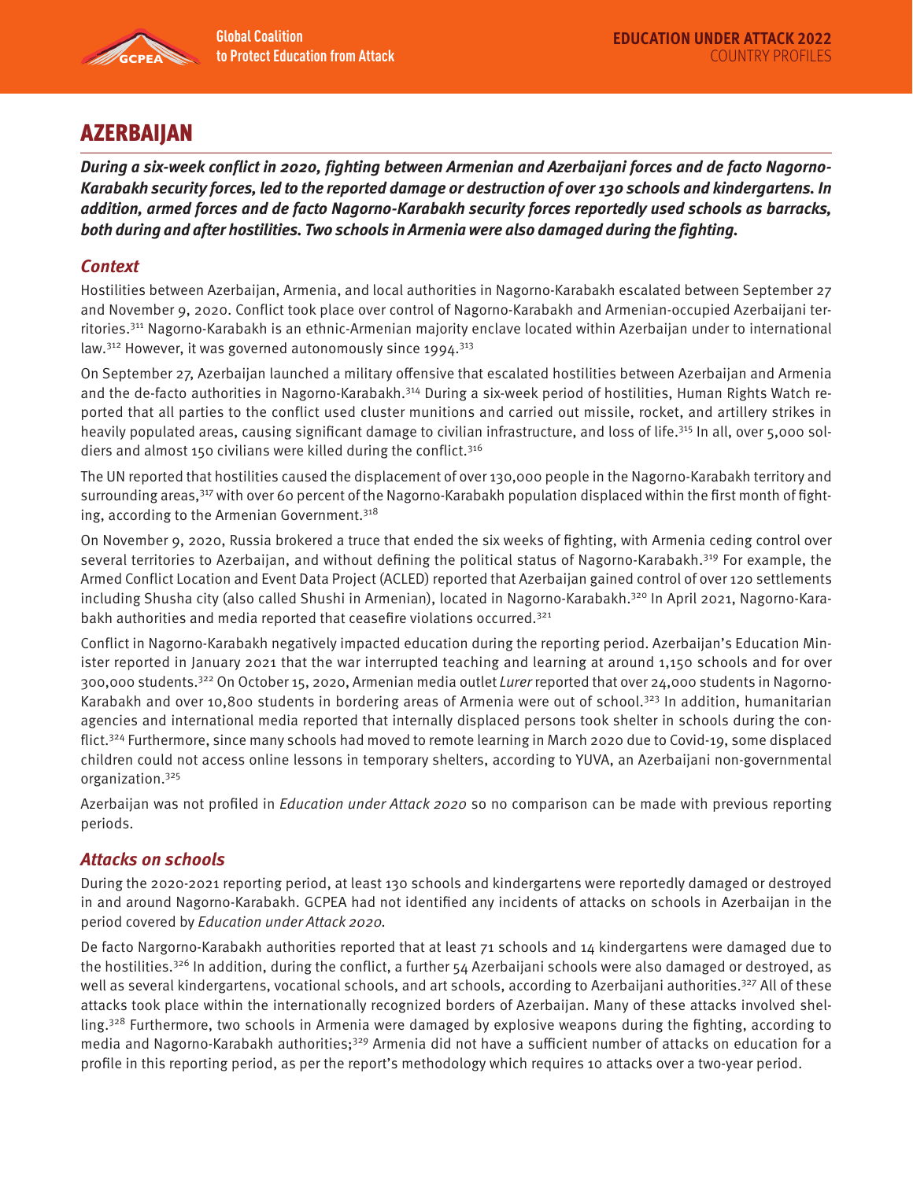# AZERBAIJAN

***During a six-week conflict in 2020, fighting between Armenian and Azerbaijani forces and de facto Nagorno-Karabakh security forces, led to the reported damage or destruction of over 130 schools and kindergartens. In addition, armed forces and de facto Nagorno-Karabakh security forces reportedly used schools as barracks, both during and after hostilities. Two schools in Armenia were also damaged during the fighting.***

## Context

Hostilities between Azerbaijan, Armenia, and local authorities in Nagorno-Karabakh escalated between September 27 and November 9, 2020. Conflict took place over control of Nagorno-Karabakh and Armenian-occupied Azerbaijani territories.[311] Nagorno-Karabakh is an ethnic-Armenian majority enclave located within Azerbaijan under to international law.[312] However, it was governed autonomously since 1994.[313]

On September 27, Azerbaijan launched a military offensive that escalated hostilities between Azerbaijan and Armenia and the de-facto authorities in Nagorno-Karabakh.[314] During a six-week period of hostilities, Human Rights Watch reported that all parties to the conflict used cluster munitions and carried out missile, rocket, and artillery strikes in heavily populated areas, causing significant damage to civilian infrastructure, and loss of life.[315] In all, over 5,000 soldiers and almost 150 civilians were killed during the conflict.[316]

The UN reported that hostilities caused the displacement of over 130,000 people in the Nagorno-Karabakh territory and surrounding areas,[317] with over 60 percent of the Nagorno-Karabakh population displaced within the first month of fighting, according to the Armenian Government.[318]

On November 9, 2020, Russia brokered a truce that ended the six weeks of fighting, with Armenia ceding control over several territories to Azerbaijan, and without defining the political status of Nagorno-Karabakh.[319] For example, the Armed Conflict Location and Event Data Project (ACLED) reported that Azerbaijan gained control of over 120 settlements including Shusha city (also called Shushi in Armenian), located in Nagorno-Karabakh.[320] In April 2021, Nagorno-Karabakh authorities and media reported that ceasefire violations occurred.[321]

Conflict in Nagorno-Karabakh negatively impacted education during the reporting period. Azerbaijan's Education Minister reported in January 2021 that the war interrupted teaching and learning at around 1,150 schools and for over 300,000 students.[322] On October 15, 2020, Armenian media outlet *Lurer* reported that over 24,000 students in Nagorno-Karabakh and over 10,800 students in bordering areas of Armenia were out of school.[323] In addition, humanitarian agencies and international media reported that internally displaced persons took shelter in schools during the conflict.[324] Furthermore, since many schools had moved to remote learning in March 2020 due to Covid-19, some displaced children could not access online lessons in temporary shelters, according to YUVA, an Azerbaijani non-governmental organization.[325]

Azerbaijan was not profiled in *Education under Attack 2020* so no comparison can be made with previous reporting periods.

## Attacks on schools

During the 2020-2021 reporting period, at least 130 schools and kindergartens were reportedly damaged or destroyed in and around Nagorno-Karabakh. GCPEA had not identified any incidents of attacks on schools in Azerbaijan in the period covered by *Education under Attack 2020*.

De facto Nargorno-Karabakh authorities reported that at least 71 schools and 14 kindergartens were damaged due to the hostilities.[326] In addition, during the conflict, a further 54 Azerbaijani schools were also damaged or destroyed, as well as several kindergartens, vocational schools, and art schools, according to Azerbaijani authorities.[327] All of these attacks took place within the internationally recognized borders of Azerbaijan. Many of these attacks involved shelling.[328] Furthermore, two schools in Armenia were damaged by explosive weapons during the fighting, according to media and Nagorno-Karabakh authorities;[329] Armenia did not have a sufficient number of attacks on education for a profile in this reporting period, as per the report's methodology which requires 10 attacks over a two-year period.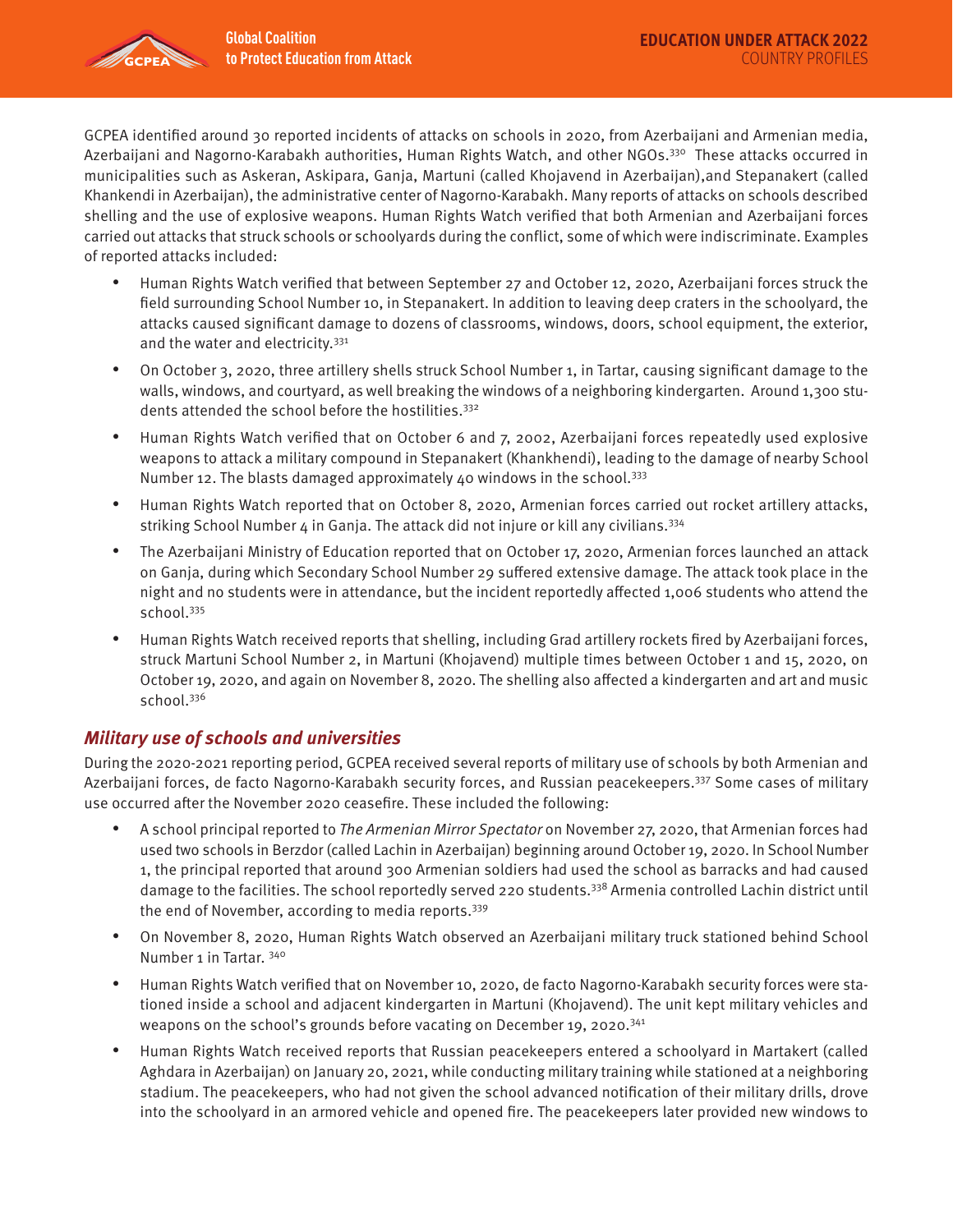GCPEA identified around 30 reported incidents of attacks on schools in 2020, from Azerbaijani and Armenian media, Azerbaijani and Nagorno-Karabakh authorities, Human Rights Watch, and other NGOs.[330] These attacks occurred in municipalities such as Askeran, Askipara, Ganja, Martuni (called Khojavend in Azerbaijan),and Stepanakert (called Khankendi in Azerbaijan), the administrative center of Nagorno-Karabakh. Many reports of attacks on schools described shelling and the use of explosive weapons. Human Rights Watch verified that both Armenian and Azerbaijani forces carried out attacks that struck schools or schoolyards during the conflict, some of which were indiscriminate. Examples of reported attacks included:

- Human Rights Watch verified that between September 27 and October 12, 2020, Azerbaijani forces struck the field surrounding School Number 10, in Stepanakert. In addition to leaving deep craters in the schoolyard, the attacks caused significant damage to dozens of classrooms, windows, doors, school equipment, the exterior, and the water and electricity.[331]
- On October 3, 2020, three artillery shells struck School Number 1, in Tartar, causing significant damage to the walls, windows, and courtyard, as well breaking the windows of a neighboring kindergarten. Around 1,300 students attended the school before the hostilities.[332]
- Human Rights Watch verified that on October 6 and 7, 2002, Azerbaijani forces repeatedly used explosive weapons to attack a military compound in Stepanakert (Khankhendi), leading to the damage of nearby School Number 12. The blasts damaged approximately 40 windows in the school.[333]
- Human Rights Watch reported that on October 8, 2020, Armenian forces carried out rocket artillery attacks, striking School Number 4 in Ganja. The attack did not injure or kill any civilians.[334]
- The Azerbaijani Ministry of Education reported that on October 17, 2020, Armenian forces launched an attack on Ganja, during which Secondary School Number 29 suffered extensive damage. The attack took place in the night and no students were in attendance, but the incident reportedly affected 1,006 students who attend the school.[335]
- Human Rights Watch received reports that shelling, including Grad artillery rockets fired by Azerbaijani forces, struck Martuni School Number 2, in Martuni (Khojavend) multiple times between October 1 and 15, 2020, on October 19, 2020, and again on November 8, 2020. The shelling also affected a kindergarten and art and music school.[336]

### *Military use of schools and universities*

During the 2020-2021 reporting period, GCPEA received several reports of military use of schools by both Armenian and Azerbaijani forces, de facto Nagorno-Karabakh security forces, and Russian peacekeepers.[337] Some cases of military use occurred after the November 2020 ceasefire. These included the following:

- A school principal reported to *The Armenian Mirror Spectator* on November 27, 2020, that Armenian forces had used two schools in Berzdor (called Lachin in Azerbaijan) beginning around October 19, 2020. In School Number 1, the principal reported that around 300 Armenian soldiers had used the school as barracks and had caused damage to the facilities. The school reportedly served 220 students.[338] Armenia controlled Lachin district until the end of November, according to media reports.[339]
- On November 8, 2020, Human Rights Watch observed an Azerbaijani military truck stationed behind School Number 1 in Tartar. [340]
- Human Rights Watch verified that on November 10, 2020, de facto Nagorno-Karabakh security forces were stationed inside a school and adjacent kindergarten in Martuni (Khojavend). The unit kept military vehicles and weapons on the school's grounds before vacating on December 19, 2020.[341]
- Human Rights Watch received reports that Russian peacekeepers entered a schoolyard in Martakert (called Aghdara in Azerbaijan) on January 20, 2021, while conducting military training while stationed at a neighboring stadium. The peacekeepers, who had not given the school advanced notification of their military drills, drove into the schoolyard in an armored vehicle and opened fire. The peacekeepers later provided new windows to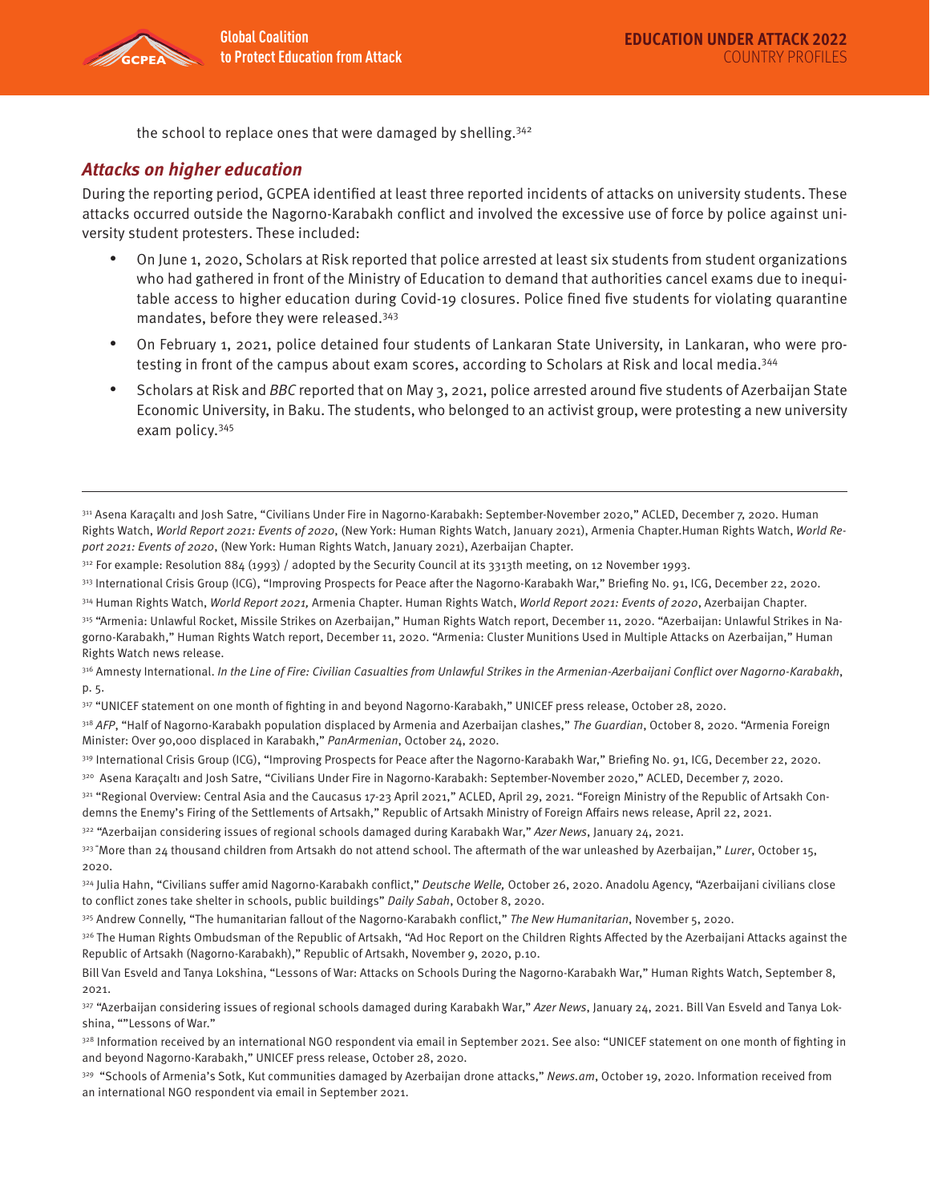the school to replace ones that were damaged by shelling.[342]

### *Attacks on higher education*

During the reporting period, GCPEA identified at least three reported incidents of attacks on university students. These attacks occurred outside the Nagorno-Karabakh conflict and involved the excessive use of force by police against university student protesters. These included:

- On June 1, 2020, Scholars at Risk reported that police arrested at least six students from student organizations who had gathered in front of the Ministry of Education to demand that authorities cancel exams due to inequitable access to higher education during Covid-19 closures. Police fined five students for violating quarantine mandates, before they were released.[343]
- On February 1, 2021, police detained four students of Lankaran State University, in Lankaran, who were protesting in front of the campus about exam scores, according to Scholars at Risk and local media.[344]
- Scholars at Risk and *BBC* reported that on May 3, 2021, police arrested around five students of Azerbaijan State Economic University, in Baku. The students, who belonged to an activist group, were protesting a new university exam policy.[345]

---

[311] Asena Karaçaltı and Josh Satre, "Civilians Under Fire in Nagorno-Karabakh: September-November 2020," ACLED, December 7, 2020. Human Rights Watch, *World Report 2021: Events of 2020*, (New York: Human Rights Watch, January 2021), Armenia Chapter.Human Rights Watch, *World Report 2021: Events of 2020*, (New York: Human Rights Watch, January 2021), Azerbaijan Chapter.

[312] For example: Resolution 884 (1993) / adopted by the Security Council at its 3313th meeting, on 12 November 1993.

[313] International Crisis Group (ICG), "Improving Prospects for Peace after the Nagorno-Karabakh War," Briefing No. 91, ICG, December 22, 2020.

[314] Human Rights Watch, *World Report 2021,* Armenia Chapter. Human Rights Watch, *World Report 2021: Events of 2020*, Azerbaijan Chapter.

[315] "Armenia: Unlawful Rocket, Missile Strikes on Azerbaijan," Human Rights Watch report, December 11, 2020. "Azerbaijan: Unlawful Strikes in Nagorno-Karabakh," Human Rights Watch report, December 11, 2020. "Armenia: Cluster Munitions Used in Multiple Attacks on Azerbaijan," Human Rights Watch news release.

[316] Amnesty International. *In the Line of Fire: Civilian Casualties from Unlawful Strikes in the Armenian-Azerbaijani Conflict over Nagorno-Karabakh*, p. 5.

[317] "UNICEF statement on one month of fighting in and beyond Nagorno-Karabakh," UNICEF press release, October 28, 2020.

[318] *AFP*, "Half of Nagorno-Karabakh population displaced by Armenia and Azerbaijan clashes," *The Guardian*, October 8, 2020. "Armenia Foreign Minister: Over 90,000 displaced in Karabakh," *PanArmenian*, October 24, 2020.

[319] International Crisis Group (ICG), "Improving Prospects for Peace after the Nagorno-Karabakh War," Briefing No. 91, ICG, December 22, 2020.

[320] Asena Karaçaltı and Josh Satre, "Civilians Under Fire in Nagorno-Karabakh: September-November 2020," ACLED, December 7, 2020.

[321] "Regional Overview: Central Asia and the Caucasus 17-23 April 2021," ACLED, April 29, 2021. "Foreign Ministry of the Republic of Artsakh Condemns the Enemy's Firing of the Settlements of Artsakh," Republic of Artsakh Ministry of Foreign Affairs news release, April 22, 2021.

[322] "Azerbaijan considering issues of regional schools damaged during Karabakh War," *Azer News*, January 24, 2021.

[323] "More than 24 thousand children from Artsakh do not attend school. The aftermath of the war unleashed by Azerbaijan," *Lurer*, October 15, 2020.

[324] Julia Hahn, "Civilians suffer amid Nagorno-Karabakh conflict," *Deutsche Welle,* October 26, 2020. Anadolu Agency, "Azerbaijani civilians close to conflict zones take shelter in schools, public buildings" *Daily Sabah*, October 8, 2020.

[325] Andrew Connelly, "The humanitarian fallout of the Nagorno-Karabakh conflict," *The New Humanitarian*, November 5, 2020.

[326] The Human Rights Ombudsman of the Republic of Artsakh, "Ad Hoc Report on the Children Rights Affected by the Azerbaijani Attacks against the Republic of Artsakh (Nagorno-Karabakh)," Republic of Artsakh, November 9, 2020, p.10.

Bill Van Esveld and Tanya Lokshina, "Lessons of War: Attacks on Schools During the Nagorno-Karabakh War," Human Rights Watch, September 8, 2021.

[327] "Azerbaijan considering issues of regional schools damaged during Karabakh War," *Azer News*, January 24, 2021. Bill Van Esveld and Tanya Lokshina, ""Lessons of War."

[328] Information received by an international NGO respondent via email in September 2021. See also: "UNICEF statement on one month of fighting in and beyond Nagorno-Karabakh," UNICEF press release, October 28, 2020.

[329] "Schools of Armenia's Sotk, Kut communities damaged by Azerbaijan drone attacks," *News.am*, October 19, 2020. Information received from an international NGO respondent via email in September 2021.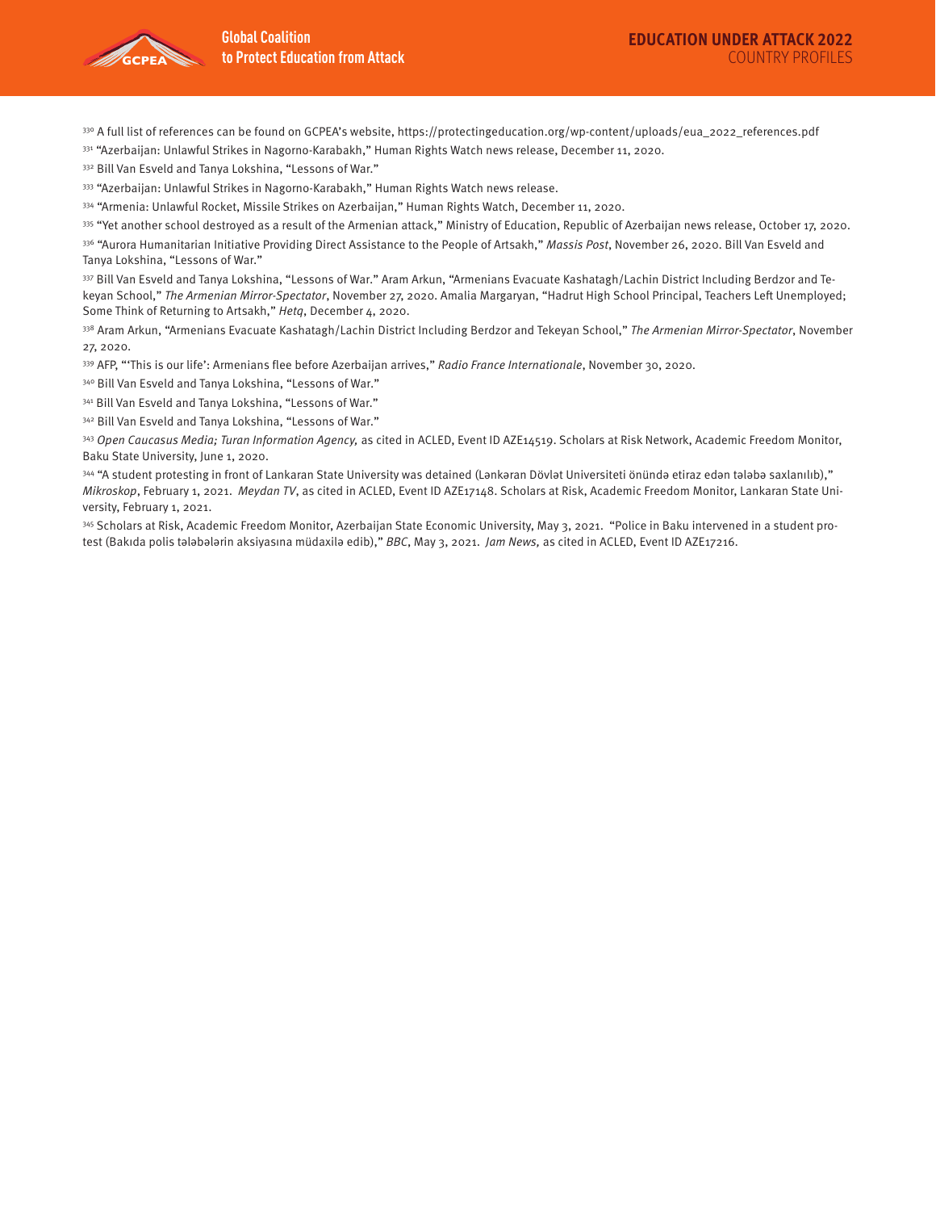[330] A full list of references can be found on GCPEA's website, https://protectingeducation.org/wp-content/uploads/eua_2022_references.pdf

[331] "Azerbaijan: Unlawful Strikes in Nagorno-Karabakh," Human Rights Watch news release, December 11, 2020.

[332] Bill Van Esveld and Tanya Lokshina, "Lessons of War."

[333] "Azerbaijan: Unlawful Strikes in Nagorno-Karabakh," Human Rights Watch news release.

[334] "Armenia: Unlawful Rocket, Missile Strikes on Azerbaijan," Human Rights Watch, December 11, 2020.

[335] "Yet another school destroyed as a result of the Armenian attack," Ministry of Education, Republic of Azerbaijan news release, October 17, 2020.

[336] "Aurora Humanitarian Initiative Providing Direct Assistance to the People of Artsakh," *Massis Post*, November 26, 2020. Bill Van Esveld and Tanya Lokshina, "Lessons of War."

[337] Bill Van Esveld and Tanya Lokshina, "Lessons of War." Aram Arkun, "Armenians Evacuate Kashatagh/Lachin District Including Berdzor and Tekeyan School," *The Armenian Mirror-Spectator*, November 27, 2020. Amalia Margaryan, "Hadrut High School Principal, Teachers Left Unemployed; Some Think of Returning to Artsakh," *Hetq*, December 4, 2020.

[338] Aram Arkun, "Armenians Evacuate Kashatagh/Lachin District Including Berdzor and Tekeyan School," *The Armenian Mirror-Spectator*, November 27, 2020.

[339] AFP, "'This is our life': Armenians flee before Azerbaijan arrives," *Radio France Internationale*, November 30, 2020.

[340] Bill Van Esveld and Tanya Lokshina, "Lessons of War."

[341] Bill Van Esveld and Tanya Lokshina, "Lessons of War."

[342] Bill Van Esveld and Tanya Lokshina, "Lessons of War."

[343] *Open Caucasus Media; Turan Information Agency,* as cited in ACLED, Event ID AZE14519. Scholars at Risk Network, Academic Freedom Monitor, Baku State University, June 1, 2020.

[344] "A student protesting in front of Lankaran State University was detained (Lənkəran Dövlət Universiteti önündə etiraz edən tələbə saxlanılıb)," *Mikroskop*, February 1, 2021. *Meydan TV*, as cited in ACLED, Event ID AZE17148. Scholars at Risk, Academic Freedom Monitor, Lankaran State University, February 1, 2021.

[345] Scholars at Risk, Academic Freedom Monitor, Azerbaijan State Economic University, May 3, 2021. "Police in Baku intervened in a student protest (Bakıda polis tələbələrin aksiyasına müdaxilə edib)," *BBC*, May 3, 2021. *Jam News,* as cited in ACLED, Event ID AZE17216.